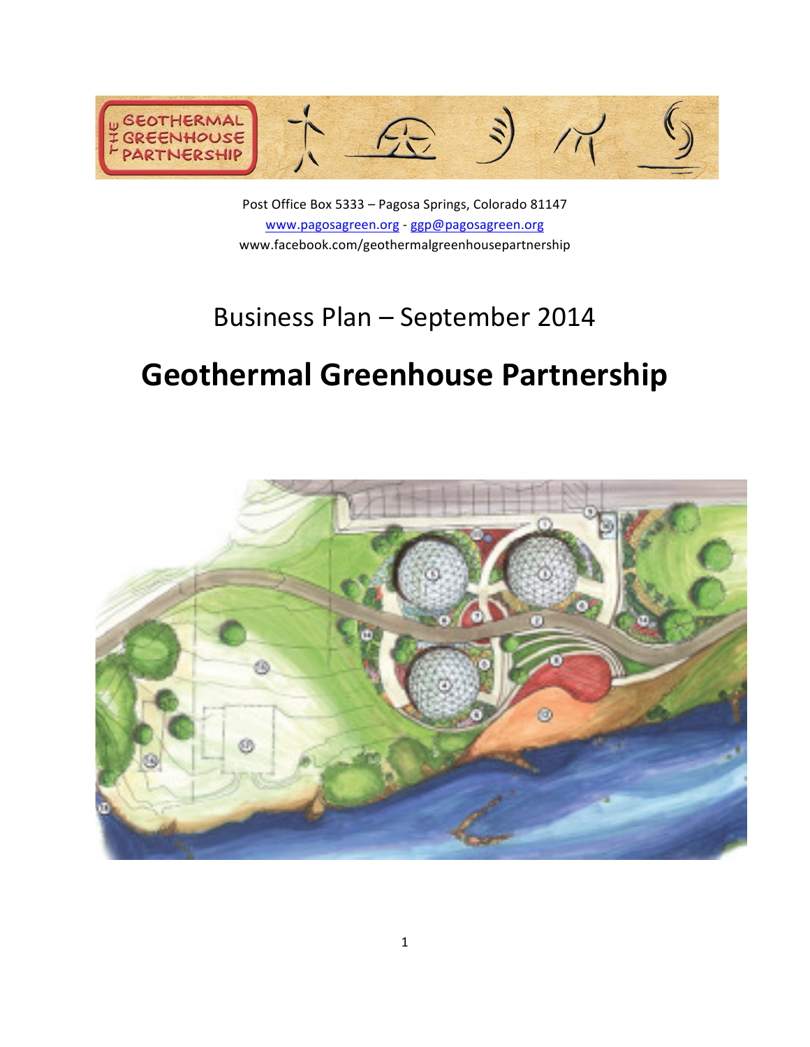Post Office Box 5333 – Pagosa Springs, Colorado 81147

www.pagosagreen.org - ggp@pagosagreen.org

www.facebook.com/geothermalgreenhousepartnership

Business Plan – September 2014

# Geothermal Greenhouse Partnership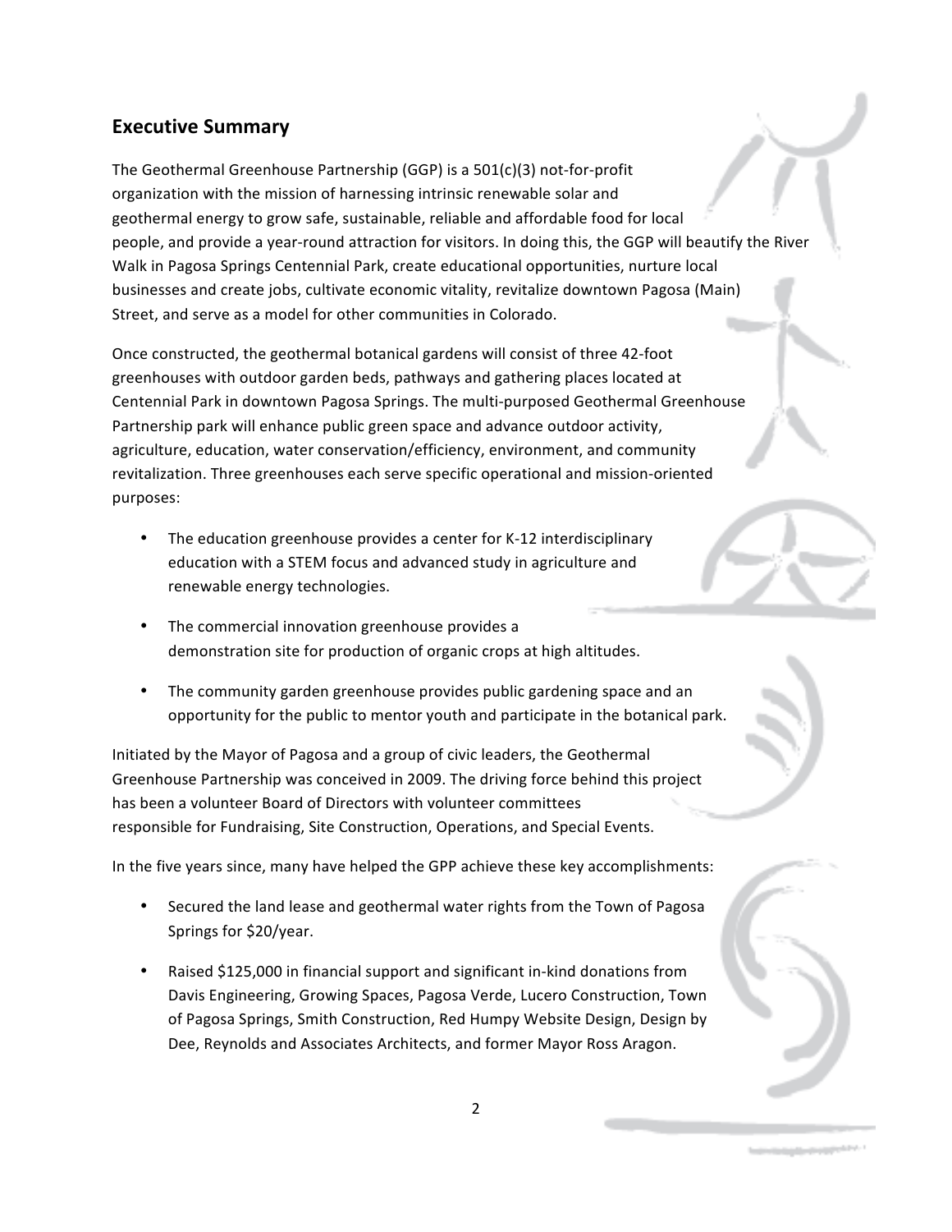## Executive Summary

The Geothermal Greenhouse Partnership (GGP) is a 501(c)(3) not-for-profit organization with the mission of harnessing intrinsic renewable solar and geothermal energy to grow safe, sustainable, reliable and affordable food for local people, and provide a year-round attraction for visitors. In doing this, the GGP will beautify the River Walk in Pagosa Springs Centennial Park, create educational opportunities, nurture local businesses and create jobs, cultivate economic vitality, revitalize downtown Pagosa (Main) Street, and serve as a model for other communities in Colorado.

Once constructed, the geothermal botanical gardens will consist of three 42-foot greenhouses with outdoor garden beds, pathways and gathering places located at Centennial Park in downtown Pagosa Springs. The multi-purposed Geothermal Greenhouse Partnership park will enhance public green space and advance outdoor activity, agriculture, education, water conservation/efficiency, environment, and community revitalization. Three greenhouses each serve specific operational and mission-oriented purposes:

- The education greenhouse provides a center for K-12 interdisciplinary education with a STEM focus and advanced study in agriculture and renewable energy technologies.
- The commercial innovation greenhouse provides a demonstration site for production of organic crops at high altitudes.
- The community garden greenhouse provides public gardening space and an opportunity for the public to mentor youth and participate in the botanical park.

Initiated by the Mayor of Pagosa and a group of civic leaders, the Geothermal Greenhouse Partnership was conceived in 2009. The driving force behind this project has been a volunteer Board of Directors with volunteer committees responsible for Fundraising, Site Construction, Operations, and Special Events.

In the five years since, many have helped the GPP achieve these key accomplishments:

- Secured the land lease and geothermal water rights from the Town of Pagosa Springs for $20/year.
- Raised $125,000 in financial support and significant in-kind donations from Davis Engineering, Growing Spaces, Pagosa Verde, Lucero Construction, Town of Pagosa Springs, Smith Construction, Red Humpy Website Design, Design by Dee, Reynolds and Associates Architects, and former Mayor Ross Aragon.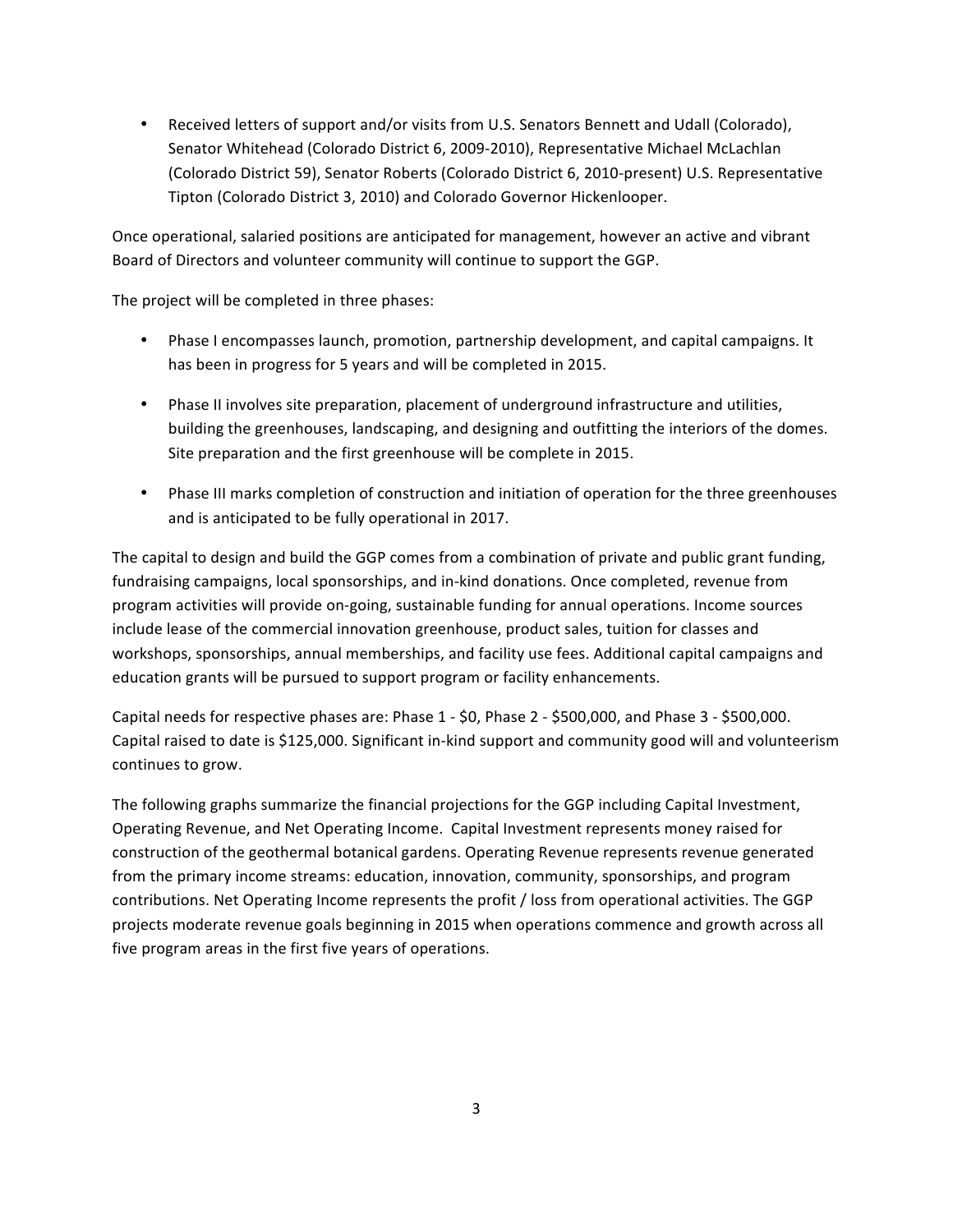- Received letters of support and/or visits from U.S. Senators Bennett and Udall (Colorado), Senator Whitehead (Colorado District 6, 2009-2010), Representative Michael McLachlan (Colorado District 59), Senator Roberts (Colorado District 6, 2010-present) U.S. Representative Tipton (Colorado District 3, 2010) and Colorado Governor Hickenlooper.

Once operational, salaried positions are anticipated for management, however an active and vibrant Board of Directors and volunteer community will continue to support the GGP.

The project will be completed in three phases:

- Phase I encompasses launch, promotion, partnership development, and capital campaigns. It has been in progress for 5 years and will be completed in 2015.

- Phase II involves site preparation, placement of underground infrastructure and utilities, building the greenhouses, landscaping, and designing and outfitting the interiors of the domes. Site preparation and the first greenhouse will be complete in 2015.

- Phase III marks completion of construction and initiation of operation for the three greenhouses and is anticipated to be fully operational in 2017.

The capital to design and build the GGP comes from a combination of private and public grant funding, fundraising campaigns, local sponsorships, and in-kind donations. Once completed, revenue from program activities will provide on-going, sustainable funding for annual operations. Income sources include lease of the commercial innovation greenhouse, product sales, tuition for classes and workshops, sponsorships, annual memberships, and facility use fees. Additional capital campaigns and education grants will be pursued to support program or facility enhancements.

Capital needs for respective phases are: Phase 1 - $0, Phase 2 - $500,000, and Phase 3 - $500,000. Capital raised to date is $125,000. Significant in-kind support and community good will and volunteerism continues to grow.

The following graphs summarize the financial projections for the GGP including Capital Investment, Operating Revenue, and Net Operating Income. Capital Investment represents money raised for construction of the geothermal botanical gardens. Operating Revenue represents revenue generated from the primary income streams: education, innovation, community, sponsorships, and program contributions. Net Operating Income represents the profit / loss from operational activities. The GGP projects moderate revenue goals beginning in 2015 when operations commence and growth across all five program areas in the first five years of operations.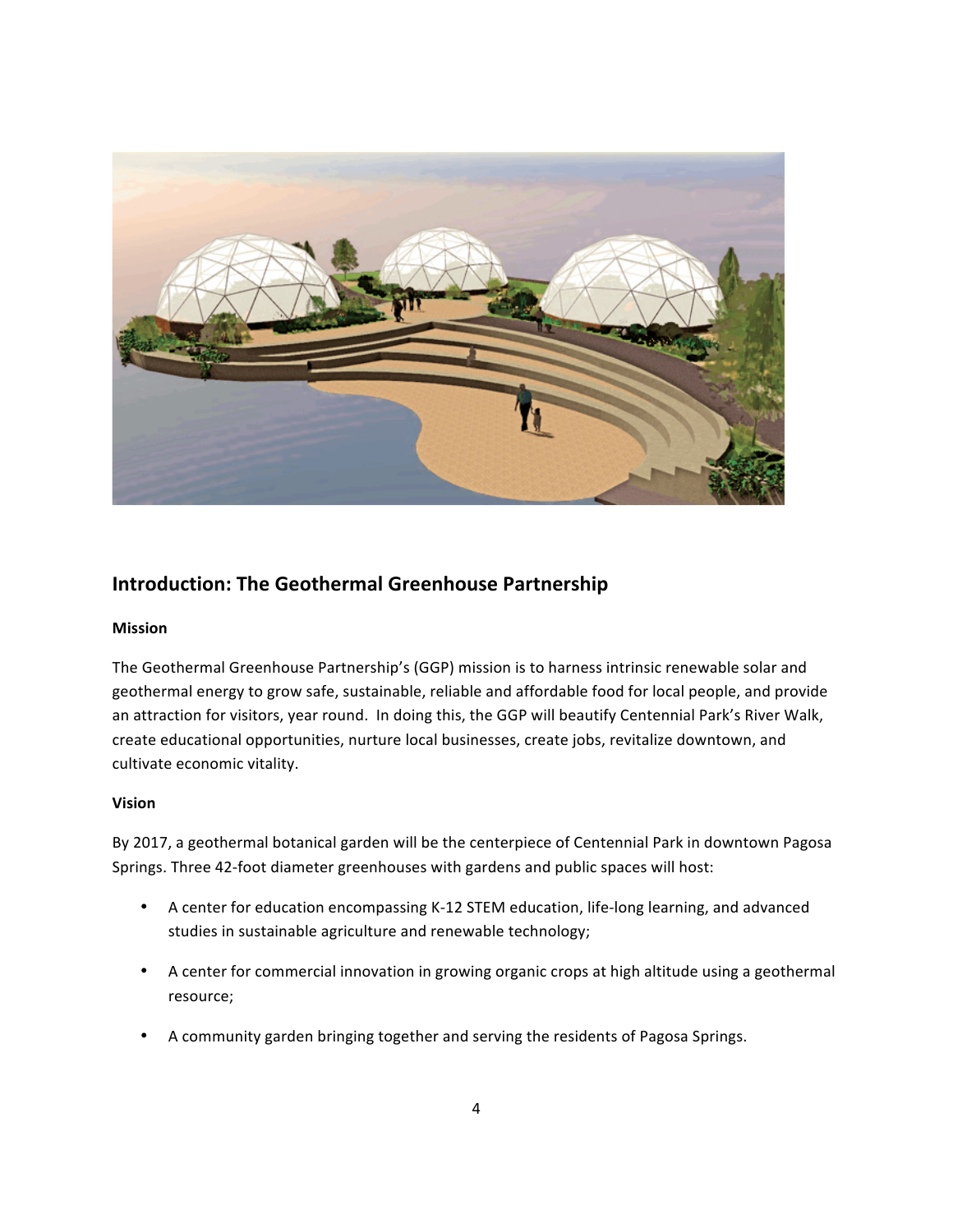## Introduction: The Geothermal Greenhouse Partnership

**Mission**

The Geothermal Greenhouse Partnership's (GGP) mission is to harness intrinsic renewable solar and geothermal energy to grow safe, sustainable, reliable and affordable food for local people, and provide an attraction for visitors, year round. In doing this, the GGP will beautify Centennial Park's River Walk, create educational opportunities, nurture local businesses, create jobs, revitalize downtown, and cultivate economic vitality.

**Vision**

By 2017, a geothermal botanical garden will be the centerpiece of Centennial Park in downtown Pagosa Springs. Three 42-foot diameter greenhouses with gardens and public spaces will host:

- A center for education encompassing K-12 STEM education, life-long learning, and advanced studies in sustainable agriculture and renewable technology;
- A center for commercial innovation in growing organic crops at high altitude using a geothermal resource;
- A community garden bringing together and serving the residents of Pagosa Springs.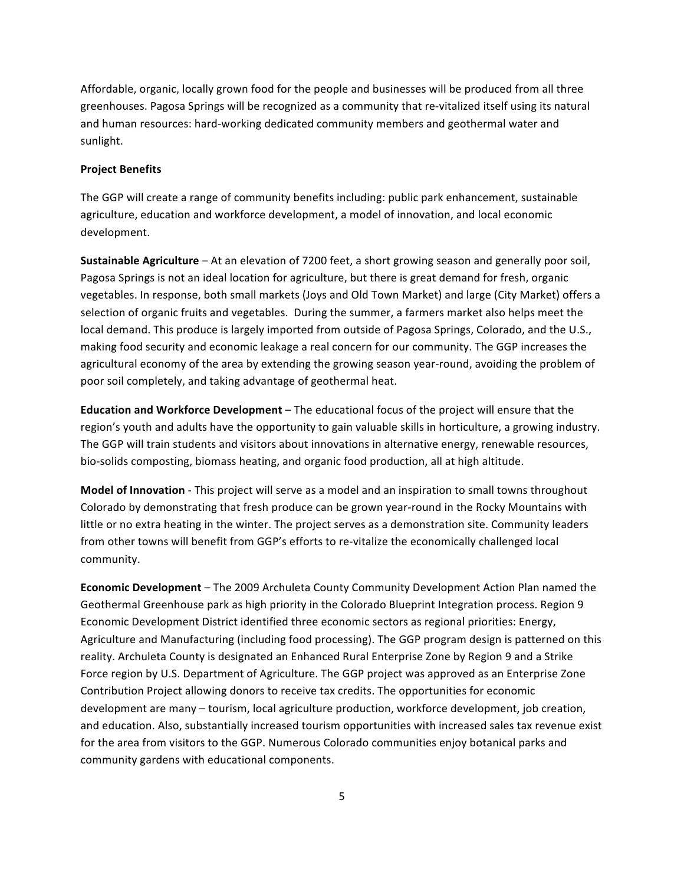Affordable, organic, locally grown food for the people and businesses will be produced from all three greenhouses. Pagosa Springs will be recognized as a community that re-vitalized itself using its natural and human resources: hard-working dedicated community members and geothermal water and sunlight.

**Project Benefits**

The GGP will create a range of community benefits including: public park enhancement, sustainable agriculture, education and workforce development, a model of innovation, and local economic development.

**Sustainable Agriculture** – At an elevation of 7200 feet, a short growing season and generally poor soil, Pagosa Springs is not an ideal location for agriculture, but there is great demand for fresh, organic vegetables. In response, both small markets (Joys and Old Town Market) and large (City Market) offers a selection of organic fruits and vegetables. During the summer, a farmers market also helps meet the local demand. This produce is largely imported from outside of Pagosa Springs, Colorado, and the U.S., making food security and economic leakage a real concern for our community. The GGP increases the agricultural economy of the area by extending the growing season year-round, avoiding the problem of poor soil completely, and taking advantage of geothermal heat.

**Education and Workforce Development** – The educational focus of the project will ensure that the region's youth and adults have the opportunity to gain valuable skills in horticulture, a growing industry. The GGP will train students and visitors about innovations in alternative energy, renewable resources, bio-solids composting, biomass heating, and organic food production, all at high altitude.

**Model of Innovation** - This project will serve as a model and an inspiration to small towns throughout Colorado by demonstrating that fresh produce can be grown year-round in the Rocky Mountains with little or no extra heating in the winter. The project serves as a demonstration site. Community leaders from other towns will benefit from GGP's efforts to re-vitalize the economically challenged local community.

**Economic Development** – The 2009 Archuleta County Community Development Action Plan named the Geothermal Greenhouse park as high priority in the Colorado Blueprint Integration process. Region 9 Economic Development District identified three economic sectors as regional priorities: Energy, Agriculture and Manufacturing (including food processing). The GGP program design is patterned on this reality. Archuleta County is designated an Enhanced Rural Enterprise Zone by Region 9 and a Strike Force region by U.S. Department of Agriculture. The GGP project was approved as an Enterprise Zone Contribution Project allowing donors to receive tax credits. The opportunities for economic development are many – tourism, local agriculture production, workforce development, job creation, and education. Also, substantially increased tourism opportunities with increased sales tax revenue exist for the area from visitors to the GGP. Numerous Colorado communities enjoy botanical parks and community gardens with educational components.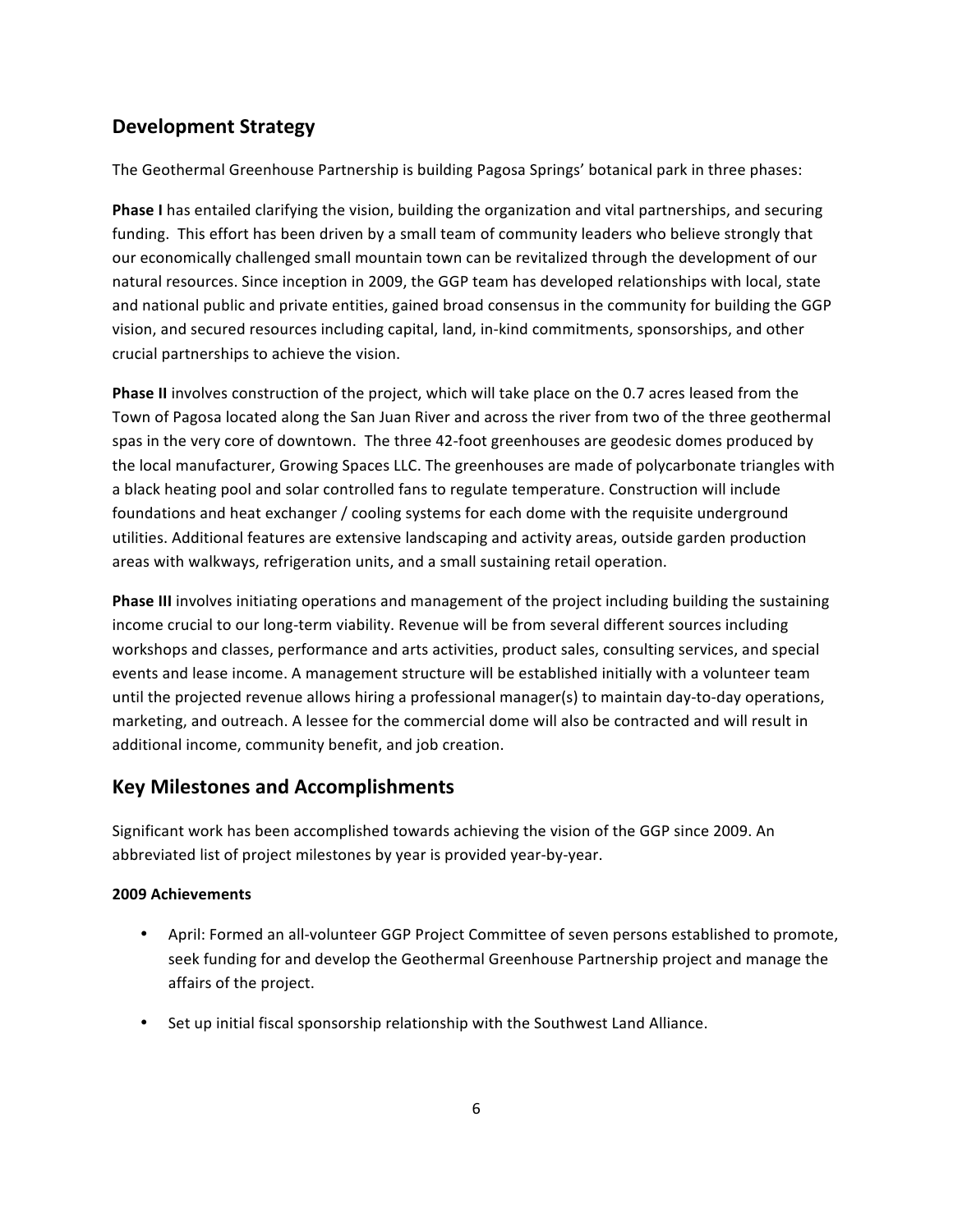## Development Strategy

The Geothermal Greenhouse Partnership is building Pagosa Springs' botanical park in three phases:

**Phase I** has entailed clarifying the vision, building the organization and vital partnerships, and securing funding. This effort has been driven by a small team of community leaders who believe strongly that our economically challenged small mountain town can be revitalized through the development of our natural resources. Since inception in 2009, the GGP team has developed relationships with local, state and national public and private entities, gained broad consensus in the community for building the GGP vision, and secured resources including capital, land, in-kind commitments, sponsorships, and other crucial partnerships to achieve the vision.

**Phase II** involves construction of the project, which will take place on the 0.7 acres leased from the Town of Pagosa located along the San Juan River and across the river from two of the three geothermal spas in the very core of downtown. The three 42-foot greenhouses are geodesic domes produced by the local manufacturer, Growing Spaces LLC. The greenhouses are made of polycarbonate triangles with a black heating pool and solar controlled fans to regulate temperature. Construction will include foundations and heat exchanger / cooling systems for each dome with the requisite underground utilities. Additional features are extensive landscaping and activity areas, outside garden production areas with walkways, refrigeration units, and a small sustaining retail operation.

**Phase III** involves initiating operations and management of the project including building the sustaining income crucial to our long-term viability. Revenue will be from several different sources including workshops and classes, performance and arts activities, product sales, consulting services, and special events and lease income. A management structure will be established initially with a volunteer team until the projected revenue allows hiring a professional manager(s) to maintain day-to-day operations, marketing, and outreach. A lessee for the commercial dome will also be contracted and will result in additional income, community benefit, and job creation.

## Key Milestones and Accomplishments

Significant work has been accomplished towards achieving the vision of the GGP since 2009. An abbreviated list of project milestones by year is provided year-by-year.

**2009 Achievements**

- April: Formed an all-volunteer GGP Project Committee of seven persons established to promote, seek funding for and develop the Geothermal Greenhouse Partnership project and manage the affairs of the project.
- Set up initial fiscal sponsorship relationship with the Southwest Land Alliance.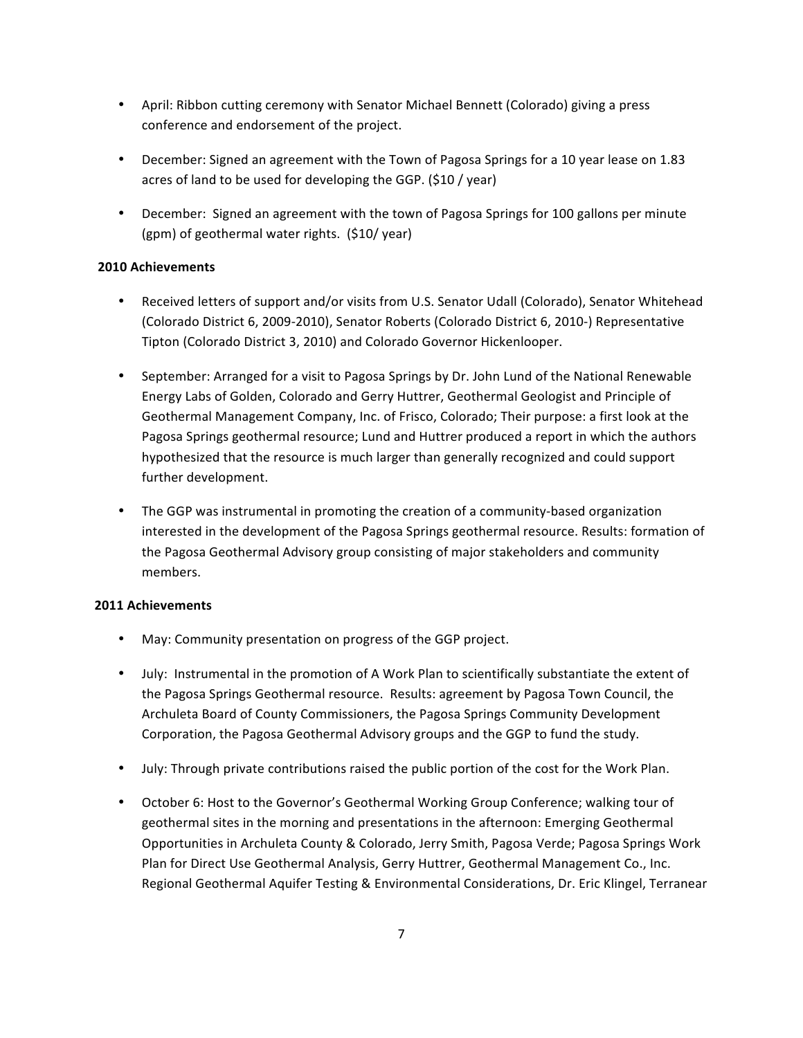- April: Ribbon cutting ceremony with Senator Michael Bennett (Colorado) giving a press conference and endorsement of the project.
- December: Signed an agreement with the Town of Pagosa Springs for a 10 year lease on 1.83 acres of land to be used for developing the GGP. ($10 / year)
- December: Signed an agreement with the town of Pagosa Springs for 100 gallons per minute (gpm) of geothermal water rights. ($10/ year)

**2010 Achievements**

- Received letters of support and/or visits from U.S. Senator Udall (Colorado), Senator Whitehead (Colorado District 6, 2009-2010), Senator Roberts (Colorado District 6, 2010-) Representative Tipton (Colorado District 3, 2010) and Colorado Governor Hickenlooper.
- September: Arranged for a visit to Pagosa Springs by Dr. John Lund of the National Renewable Energy Labs of Golden, Colorado and Gerry Huttrer, Geothermal Geologist and Principle of Geothermal Management Company, Inc. of Frisco, Colorado; Their purpose: a first look at the Pagosa Springs geothermal resource; Lund and Huttrer produced a report in which the authors hypothesized that the resource is much larger than generally recognized and could support further development.
- The GGP was instrumental in promoting the creation of a community-based organization interested in the development of the Pagosa Springs geothermal resource. Results: formation of the Pagosa Geothermal Advisory group consisting of major stakeholders and community members.

**2011 Achievements**

- May: Community presentation on progress of the GGP project.
- July: Instrumental in the promotion of A Work Plan to scientifically substantiate the extent of the Pagosa Springs Geothermal resource. Results: agreement by Pagosa Town Council, the Archuleta Board of County Commissioners, the Pagosa Springs Community Development Corporation, the Pagosa Geothermal Advisory groups and the GGP to fund the study.
- July: Through private contributions raised the public portion of the cost for the Work Plan.
- October 6: Host to the Governor's Geothermal Working Group Conference; walking tour of geothermal sites in the morning and presentations in the afternoon: Emerging Geothermal Opportunities in Archuleta County & Colorado, Jerry Smith, Pagosa Verde; Pagosa Springs Work Plan for Direct Use Geothermal Analysis, Gerry Huttrer, Geothermal Management Co., Inc. Regional Geothermal Aquifer Testing & Environmental Considerations, Dr. Eric Klingel, Terranear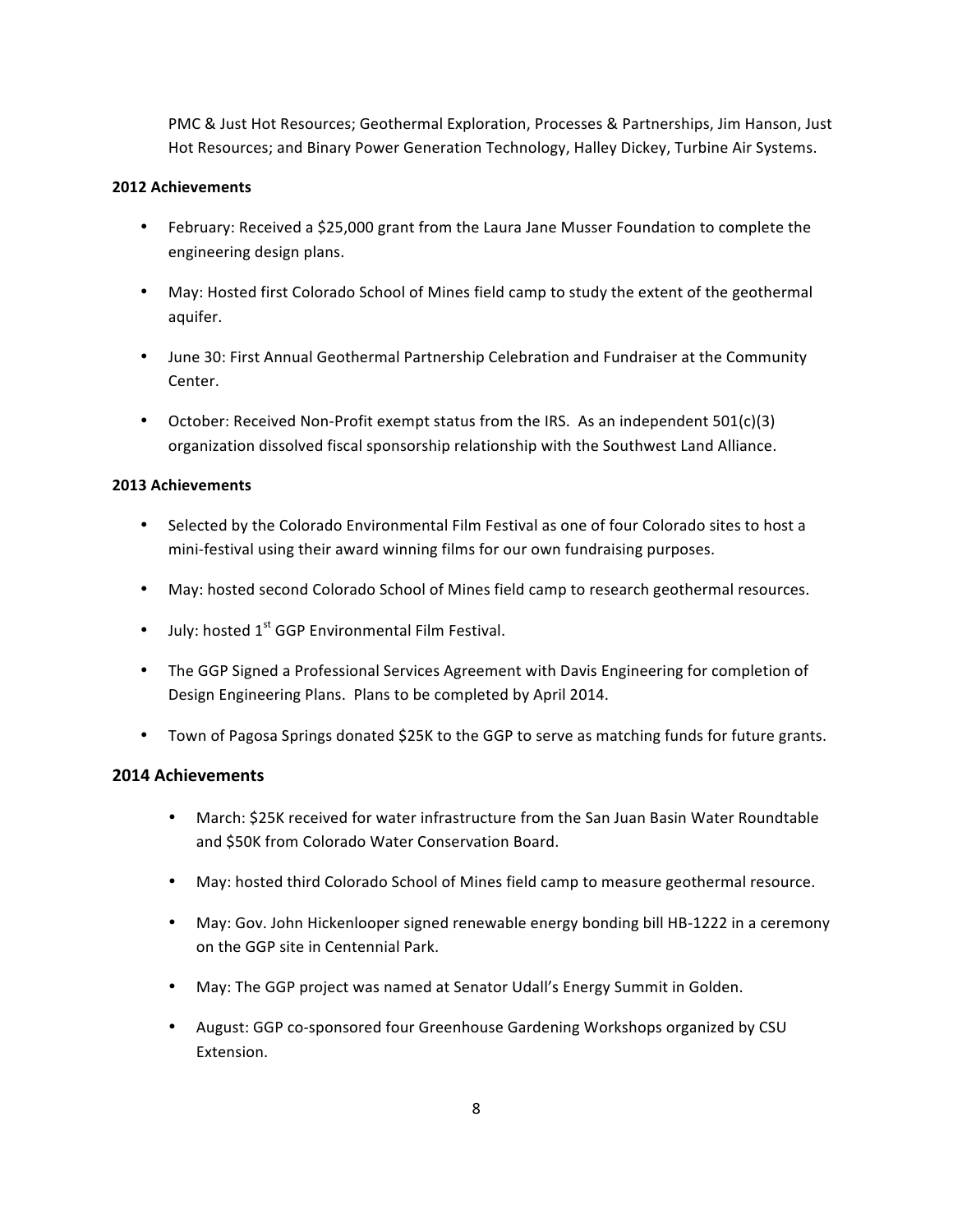PMC & Just Hot Resources; Geothermal Exploration, Processes & Partnerships, Jim Hanson, Just Hot Resources; and Binary Power Generation Technology, Halley Dickey, Turbine Air Systems.

**2012 Achievements**

- February: Received a $25,000 grant from the Laura Jane Musser Foundation to complete the engineering design plans.
- May: Hosted first Colorado School of Mines field camp to study the extent of the geothermal aquifer.
- June 30: First Annual Geothermal Partnership Celebration and Fundraiser at the Community Center.
- October: Received Non-Profit exempt status from the IRS. As an independent 501(c)(3) organization dissolved fiscal sponsorship relationship with the Southwest Land Alliance.

**2013 Achievements**

- Selected by the Colorado Environmental Film Festival as one of four Colorado sites to host a mini-festival using their award winning films for our own fundraising purposes.
- May: hosted second Colorado School of Mines field camp to research geothermal resources.
- July: hosted 1st GGP Environmental Film Festival.
- The GGP Signed a Professional Services Agreement with Davis Engineering for completion of Design Engineering Plans. Plans to be completed by April 2014.
- Town of Pagosa Springs donated $25K to the GGP to serve as matching funds for future grants.

## 2014 Achievements

- March: $25K received for water infrastructure from the San Juan Basin Water Roundtable and $50K from Colorado Water Conservation Board.
- May: hosted third Colorado School of Mines field camp to measure geothermal resource.
- May: Gov. John Hickenlooper signed renewable energy bonding bill HB-1222 in a ceremony on the GGP site in Centennial Park.
- May: The GGP project was named at Senator Udall's Energy Summit in Golden.
- August: GGP co-sponsored four Greenhouse Gardening Workshops organized by CSU Extension.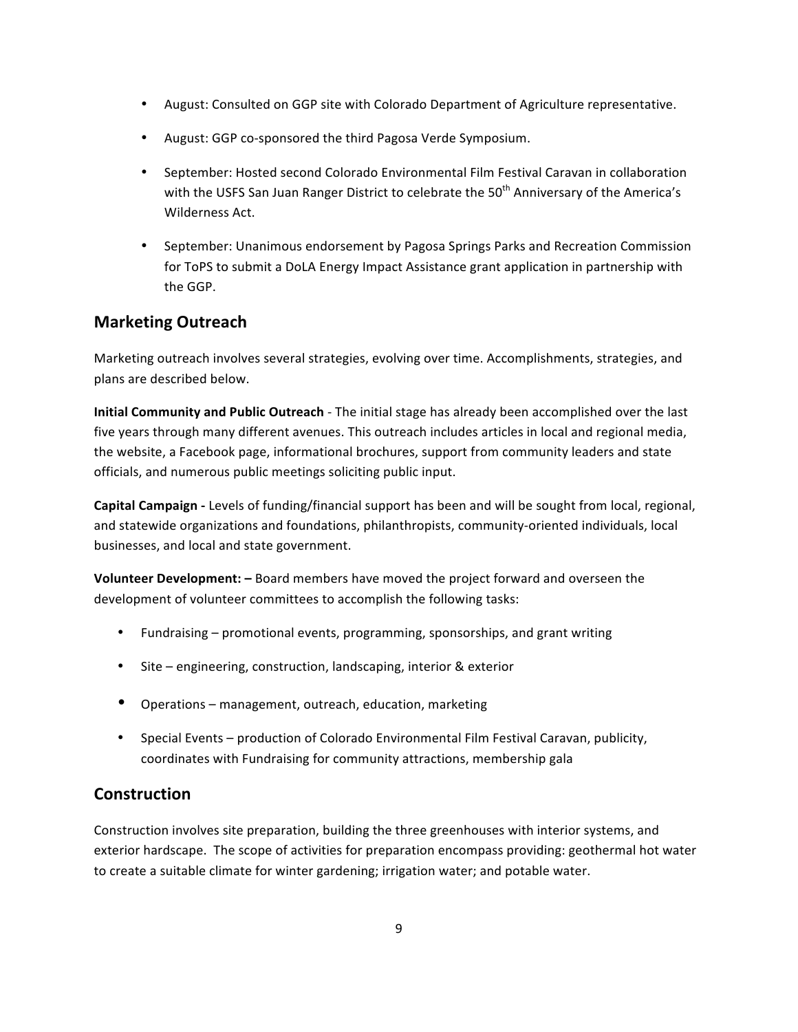- August: Consulted on GGP site with Colorado Department of Agriculture representative.
- August: GGP co-sponsored the third Pagosa Verde Symposium.
- September: Hosted second Colorado Environmental Film Festival Caravan in collaboration with the USFS San Juan Ranger District to celebrate the 50th Anniversary of the America's Wilderness Act.
- September: Unanimous endorsement by Pagosa Springs Parks and Recreation Commission for ToPS to submit a DoLA Energy Impact Assistance grant application in partnership with the GGP.

## Marketing Outreach

Marketing outreach involves several strategies, evolving over time. Accomplishments, strategies, and plans are described below.

**Initial Community and Public Outreach** - The initial stage has already been accomplished over the last five years through many different avenues. This outreach includes articles in local and regional media, the website, a Facebook page, informational brochures, support from community leaders and state officials, and numerous public meetings soliciting public input.

**Capital Campaign -** Levels of funding/financial support has been and will be sought from local, regional, and statewide organizations and foundations, philanthropists, community-oriented individuals, local businesses, and local and state government.

**Volunteer Development: –** Board members have moved the project forward and overseen the development of volunteer committees to accomplish the following tasks:

- Fundraising – promotional events, programming, sponsorships, and grant writing
- Site – engineering, construction, landscaping, interior & exterior
- Operations – management, outreach, education, marketing
- Special Events – production of Colorado Environmental Film Festival Caravan, publicity, coordinates with Fundraising for community attractions, membership gala

## Construction

Construction involves site preparation, building the three greenhouses with interior systems, and exterior hardscape. The scope of activities for preparation encompass providing: geothermal hot water to create a suitable climate for winter gardening; irrigation water; and potable water.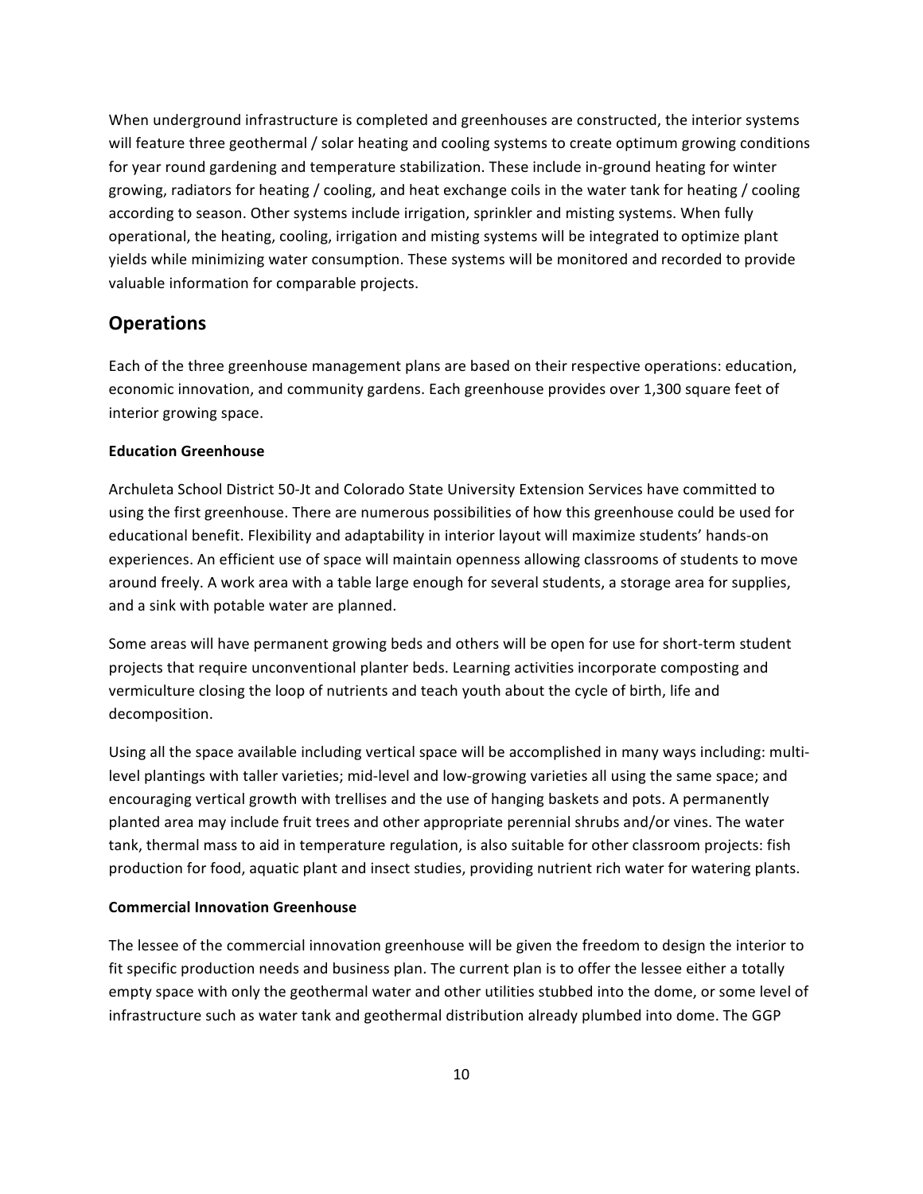When underground infrastructure is completed and greenhouses are constructed, the interior systems will feature three geothermal / solar heating and cooling systems to create optimum growing conditions for year round gardening and temperature stabilization. These include in-ground heating for winter growing, radiators for heating / cooling, and heat exchange coils in the water tank for heating / cooling according to season. Other systems include irrigation, sprinkler and misting systems. When fully operational, the heating, cooling, irrigation and misting systems will be integrated to optimize plant yields while minimizing water consumption. These systems will be monitored and recorded to provide valuable information for comparable projects.

## Operations

Each of the three greenhouse management plans are based on their respective operations: education, economic innovation, and community gardens. Each greenhouse provides over 1,300 square feet of interior growing space.

**Education Greenhouse**

Archuleta School District 50-Jt and Colorado State University Extension Services have committed to using the first greenhouse. There are numerous possibilities of how this greenhouse could be used for educational benefit. Flexibility and adaptability in interior layout will maximize students' hands-on experiences. An efficient use of space will maintain openness allowing classrooms of students to move around freely. A work area with a table large enough for several students, a storage area for supplies, and a sink with potable water are planned.

Some areas will have permanent growing beds and others will be open for use for short-term student projects that require unconventional planter beds. Learning activities incorporate composting and vermiculture closing the loop of nutrients and teach youth about the cycle of birth, life and decomposition.

Using all the space available including vertical space will be accomplished in many ways including: multi-level plantings with taller varieties; mid-level and low-growing varieties all using the same space; and encouraging vertical growth with trellises and the use of hanging baskets and pots. A permanently planted area may include fruit trees and other appropriate perennial shrubs and/or vines. The water tank, thermal mass to aid in temperature regulation, is also suitable for other classroom projects: fish production for food, aquatic plant and insect studies, providing nutrient rich water for watering plants.

**Commercial Innovation Greenhouse**

The lessee of the commercial innovation greenhouse will be given the freedom to design the interior to fit specific production needs and business plan. The current plan is to offer the lessee either a totally empty space with only the geothermal water and other utilities stubbed into the dome, or some level of infrastructure such as water tank and geothermal distribution already plumbed into dome. The GGP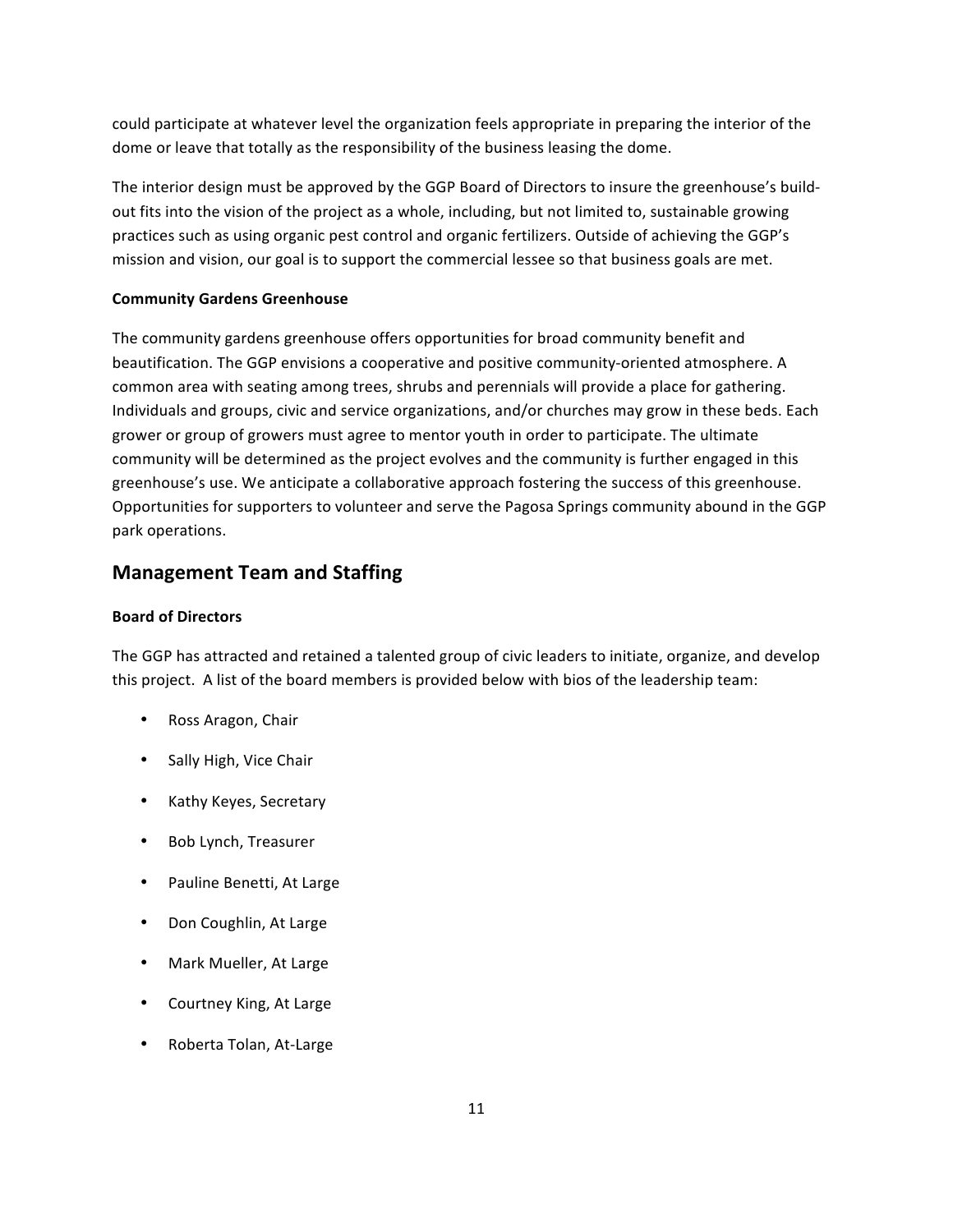could participate at whatever level the organization feels appropriate in preparing the interior of the dome or leave that totally as the responsibility of the business leasing the dome.

The interior design must be approved by the GGP Board of Directors to insure the greenhouse's build-out fits into the vision of the project as a whole, including, but not limited to, sustainable growing practices such as using organic pest control and organic fertilizers. Outside of achieving the GGP's mission and vision, our goal is to support the commercial lessee so that business goals are met.

**Community Gardens Greenhouse**

The community gardens greenhouse offers opportunities for broad community benefit and beautification. The GGP envisions a cooperative and positive community-oriented atmosphere. A common area with seating among trees, shrubs and perennials will provide a place for gathering. Individuals and groups, civic and service organizations, and/or churches may grow in these beds. Each grower or group of growers must agree to mentor youth in order to participate. The ultimate community will be determined as the project evolves and the community is further engaged in this greenhouse's use. We anticipate a collaborative approach fostering the success of this greenhouse. Opportunities for supporters to volunteer and serve the Pagosa Springs community abound in the GGP park operations.

## Management Team and Staffing

**Board of Directors**

The GGP has attracted and retained a talented group of civic leaders to initiate, organize, and develop this project. A list of the board members is provided below with bios of the leadership team:

- Ross Aragon, Chair
- Sally High, Vice Chair
- Kathy Keyes, Secretary
- Bob Lynch, Treasurer
- Pauline Benetti, At Large
- Don Coughlin, At Large
- Mark Mueller, At Large
- Courtney King, At Large
- Roberta Tolan, At-Large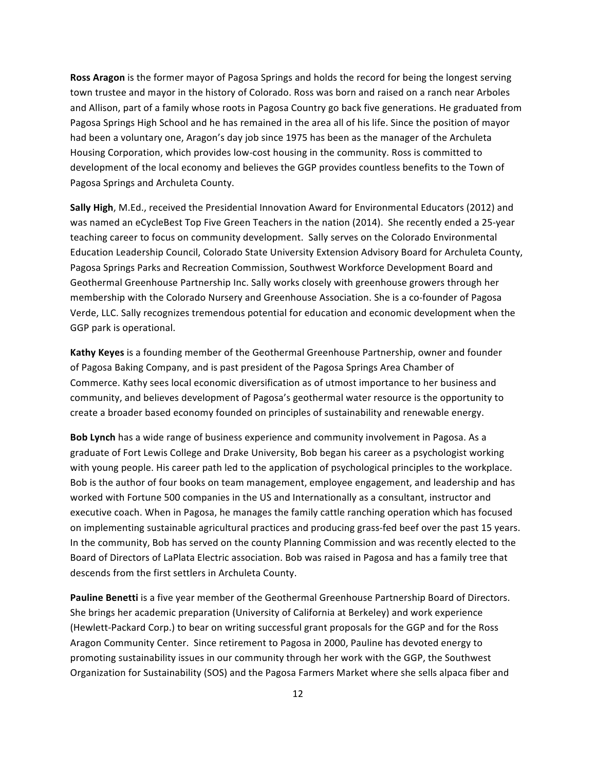**Ross Aragon** is the former mayor of Pagosa Springs and holds the record for being the longest serving town trustee and mayor in the history of Colorado. Ross was born and raised on a ranch near Arboles and Allison, part of a family whose roots in Pagosa Country go back five generations. He graduated from Pagosa Springs High School and he has remained in the area all of his life. Since the position of mayor had been a voluntary one, Aragon's day job since 1975 has been as the manager of the Archuleta Housing Corporation, which provides low-cost housing in the community. Ross is committed to development of the local economy and believes the GGP provides countless benefits to the Town of Pagosa Springs and Archuleta County.

**Sally High**, M.Ed., received the Presidential Innovation Award for Environmental Educators (2012) and was named an eCycleBest Top Five Green Teachers in the nation (2014). She recently ended a 25-year teaching career to focus on community development. Sally serves on the Colorado Environmental Education Leadership Council, Colorado State University Extension Advisory Board for Archuleta County, Pagosa Springs Parks and Recreation Commission, Southwest Workforce Development Board and Geothermal Greenhouse Partnership Inc. Sally works closely with greenhouse growers through her membership with the Colorado Nursery and Greenhouse Association. She is a co-founder of Pagosa Verde, LLC. Sally recognizes tremendous potential for education and economic development when the GGP park is operational.

**Kathy Keyes** is a founding member of the Geothermal Greenhouse Partnership, owner and founder of Pagosa Baking Company, and is past president of the Pagosa Springs Area Chamber of Commerce. Kathy sees local economic diversification as of utmost importance to her business and community, and believes development of Pagosa's geothermal water resource is the opportunity to create a broader based economy founded on principles of sustainability and renewable energy.

**Bob Lynch** has a wide range of business experience and community involvement in Pagosa. As a graduate of Fort Lewis College and Drake University, Bob began his career as a psychologist working with young people. His career path led to the application of psychological principles to the workplace. Bob is the author of four books on team management, employee engagement, and leadership and has worked with Fortune 500 companies in the US and Internationally as a consultant, instructor and executive coach. When in Pagosa, he manages the family cattle ranching operation which has focused on implementing sustainable agricultural practices and producing grass-fed beef over the past 15 years. In the community, Bob has served on the county Planning Commission and was recently elected to the Board of Directors of LaPlata Electric association. Bob was raised in Pagosa and has a family tree that descends from the first settlers in Archuleta County.

**Pauline Benetti** is a five year member of the Geothermal Greenhouse Partnership Board of Directors. She brings her academic preparation (University of California at Berkeley) and work experience (Hewlett-Packard Corp.) to bear on writing successful grant proposals for the GGP and for the Ross Aragon Community Center. Since retirement to Pagosa in 2000, Pauline has devoted energy to promoting sustainability issues in our community through her work with the GGP, the Southwest Organization for Sustainability (SOS) and the Pagosa Farmers Market where she sells alpaca fiber and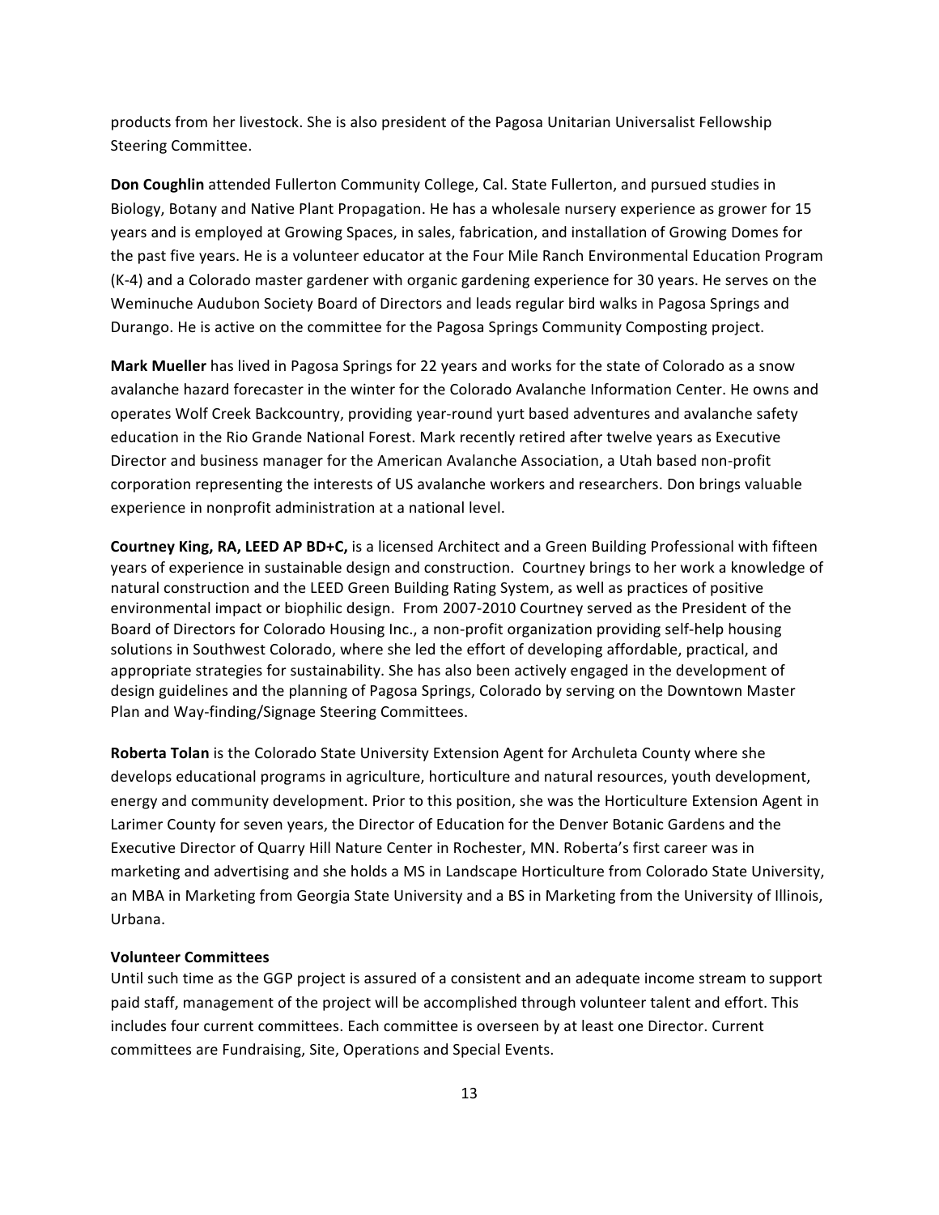products from her livestock. She is also president of the Pagosa Unitarian Universalist Fellowship Steering Committee.

**Don Coughlin** attended Fullerton Community College, Cal. State Fullerton, and pursued studies in Biology, Botany and Native Plant Propagation. He has a wholesale nursery experience as grower for 15 years and is employed at Growing Spaces, in sales, fabrication, and installation of Growing Domes for the past five years. He is a volunteer educator at the Four Mile Ranch Environmental Education Program (K-4) and a Colorado master gardener with organic gardening experience for 30 years. He serves on the Weminuche Audubon Society Board of Directors and leads regular bird walks in Pagosa Springs and Durango. He is active on the committee for the Pagosa Springs Community Composting project.

**Mark Mueller** has lived in Pagosa Springs for 22 years and works for the state of Colorado as a snow avalanche hazard forecaster in the winter for the Colorado Avalanche Information Center. He owns and operates Wolf Creek Backcountry, providing year-round yurt based adventures and avalanche safety education in the Rio Grande National Forest. Mark recently retired after twelve years as Executive Director and business manager for the American Avalanche Association, a Utah based non-profit corporation representing the interests of US avalanche workers and researchers. Don brings valuable experience in nonprofit administration at a national level.

**Courtney King, RA, LEED AP BD+C,** is a licensed Architect and a Green Building Professional with fifteen years of experience in sustainable design and construction. Courtney brings to her work a knowledge of natural construction and the LEED Green Building Rating System, as well as practices of positive environmental impact or biophilic design. From 2007-2010 Courtney served as the President of the Board of Directors for Colorado Housing Inc., a non-profit organization providing self-help housing solutions in Southwest Colorado, where she led the effort of developing affordable, practical, and appropriate strategies for sustainability. She has also been actively engaged in the development of design guidelines and the planning of Pagosa Springs, Colorado by serving on the Downtown Master Plan and Way-finding/Signage Steering Committees.

**Roberta Tolan** is the Colorado State University Extension Agent for Archuleta County where she develops educational programs in agriculture, horticulture and natural resources, youth development, energy and community development. Prior to this position, she was the Horticulture Extension Agent in Larimer County for seven years, the Director of Education for the Denver Botanic Gardens and the Executive Director of Quarry Hill Nature Center in Rochester, MN. Roberta's first career was in marketing and advertising and she holds a MS in Landscape Horticulture from Colorado State University, an MBA in Marketing from Georgia State University and a BS in Marketing from the University of Illinois, Urbana.

**Volunteer Committees**

Until such time as the GGP project is assured of a consistent and an adequate income stream to support paid staff, management of the project will be accomplished through volunteer talent and effort. This includes four current committees. Each committee is overseen by at least one Director. Current committees are Fundraising, Site, Operations and Special Events.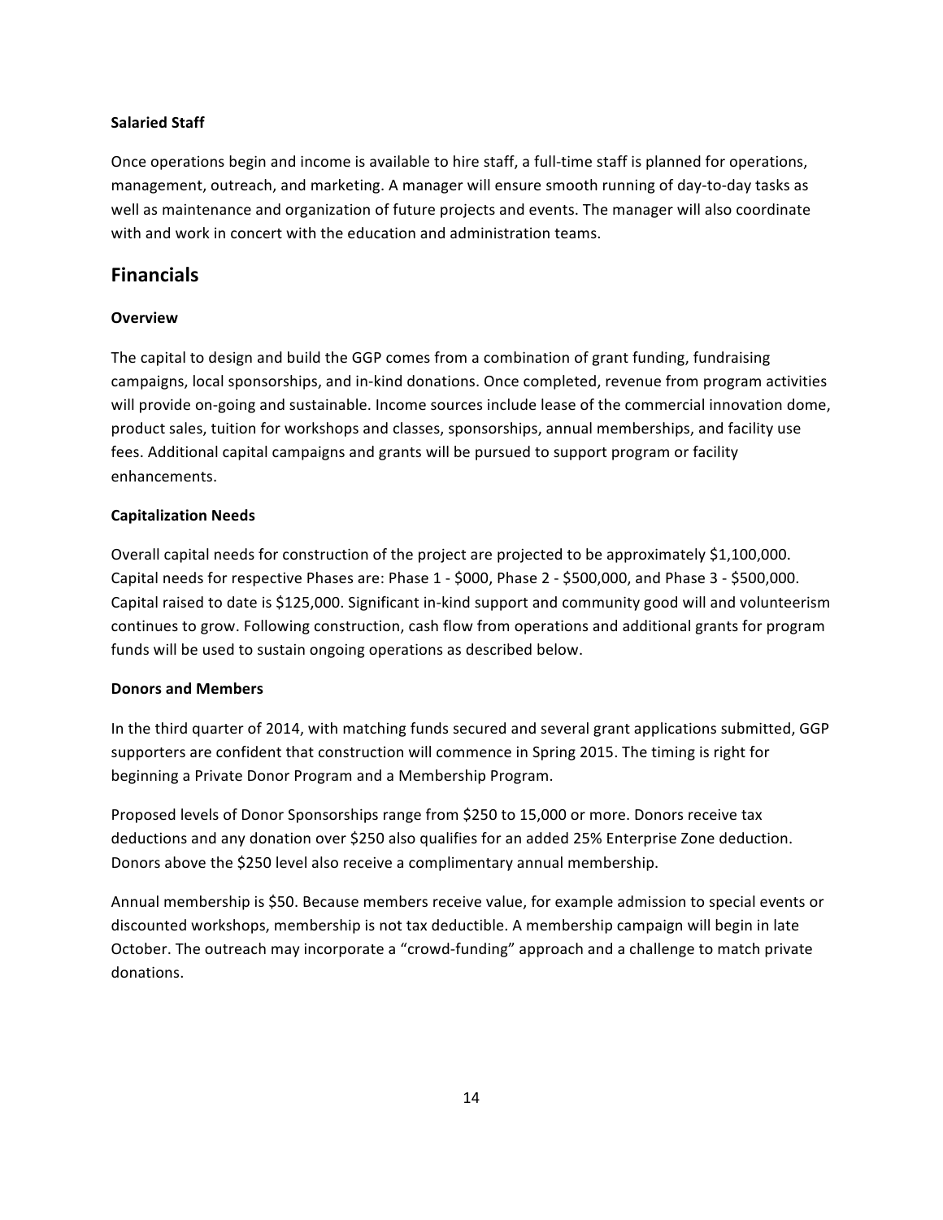**Salaried Staff**

Once operations begin and income is available to hire staff, a full-time staff is planned for operations, management, outreach, and marketing. A manager will ensure smooth running of day-to-day tasks as well as maintenance and organization of future projects and events. The manager will also coordinate with and work in concert with the education and administration teams.

## Financials

**Overview**

The capital to design and build the GGP comes from a combination of grant funding, fundraising campaigns, local sponsorships, and in-kind donations. Once completed, revenue from program activities will provide on-going and sustainable. Income sources include lease of the commercial innovation dome, product sales, tuition for workshops and classes, sponsorships, annual memberships, and facility use fees. Additional capital campaigns and grants will be pursued to support program or facility enhancements.

**Capitalization Needs**

Overall capital needs for construction of the project are projected to be approximately $1,100,000. Capital needs for respective Phases are: Phase 1 - $000, Phase 2 - $500,000, and Phase 3 - $500,000. Capital raised to date is $125,000. Significant in-kind support and community good will and volunteerism continues to grow. Following construction, cash flow from operations and additional grants for program funds will be used to sustain ongoing operations as described below.

**Donors and Members**

In the third quarter of 2014, with matching funds secured and several grant applications submitted, GGP supporters are confident that construction will commence in Spring 2015. The timing is right for beginning a Private Donor Program and a Membership Program.

Proposed levels of Donor Sponsorships range from $250 to 15,000 or more. Donors receive tax deductions and any donation over $250 also qualifies for an added 25% Enterprise Zone deduction. Donors above the $250 level also receive a complimentary annual membership.

Annual membership is $50. Because members receive value, for example admission to special events or discounted workshops, membership is not tax deductible. A membership campaign will begin in late October. The outreach may incorporate a "crowd-funding" approach and a challenge to match private donations.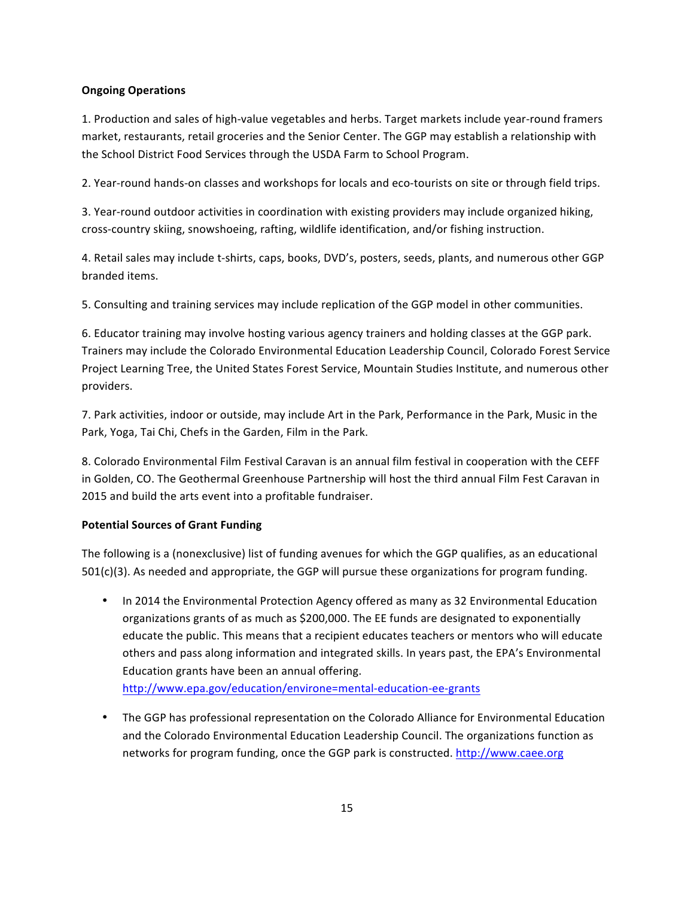**Ongoing Operations**

1. Production and sales of high-value vegetables and herbs. Target markets include year-round framers market, restaurants, retail groceries and the Senior Center. The GGP may establish a relationship with the School District Food Services through the USDA Farm to School Program.

2. Year-round hands-on classes and workshops for locals and eco-tourists on site or through field trips.

3. Year-round outdoor activities in coordination with existing providers may include organized hiking, cross-country skiing, snowshoeing, rafting, wildlife identification, and/or fishing instruction.

4. Retail sales may include t-shirts, caps, books, DVD's, posters, seeds, plants, and numerous other GGP branded items.

5. Consulting and training services may include replication of the GGP model in other communities.

6. Educator training may involve hosting various agency trainers and holding classes at the GGP park. Trainers may include the Colorado Environmental Education Leadership Council, Colorado Forest Service Project Learning Tree, the United States Forest Service, Mountain Studies Institute, and numerous other providers.

7. Park activities, indoor or outside, may include Art in the Park, Performance in the Park, Music in the Park, Yoga, Tai Chi, Chefs in the Garden, Film in the Park.

8. Colorado Environmental Film Festival Caravan is an annual film festival in cooperation with the CEFF in Golden, CO. The Geothermal Greenhouse Partnership will host the third annual Film Fest Caravan in 2015 and build the arts event into a profitable fundraiser.

**Potential Sources of Grant Funding**

The following is a (nonexclusive) list of funding avenues for which the GGP qualifies, as an educational 501(c)(3). As needed and appropriate, the GGP will pursue these organizations for program funding.

- In 2014 the Environmental Protection Agency offered as many as 32 Environmental Education organizations grants of as much as $200,000. The EE funds are designated to exponentially educate the public. This means that a recipient educates teachers or mentors who will educate others and pass along information and integrated skills. In years past, the EPA's Environmental Education grants have been an annual offering. http://www.epa.gov/education/environe=mental-education-ee-grants

- The GGP has professional representation on the Colorado Alliance for Environmental Education and the Colorado Environmental Education Leadership Council. The organizations function as networks for program funding, once the GGP park is constructed. http://www.caee.org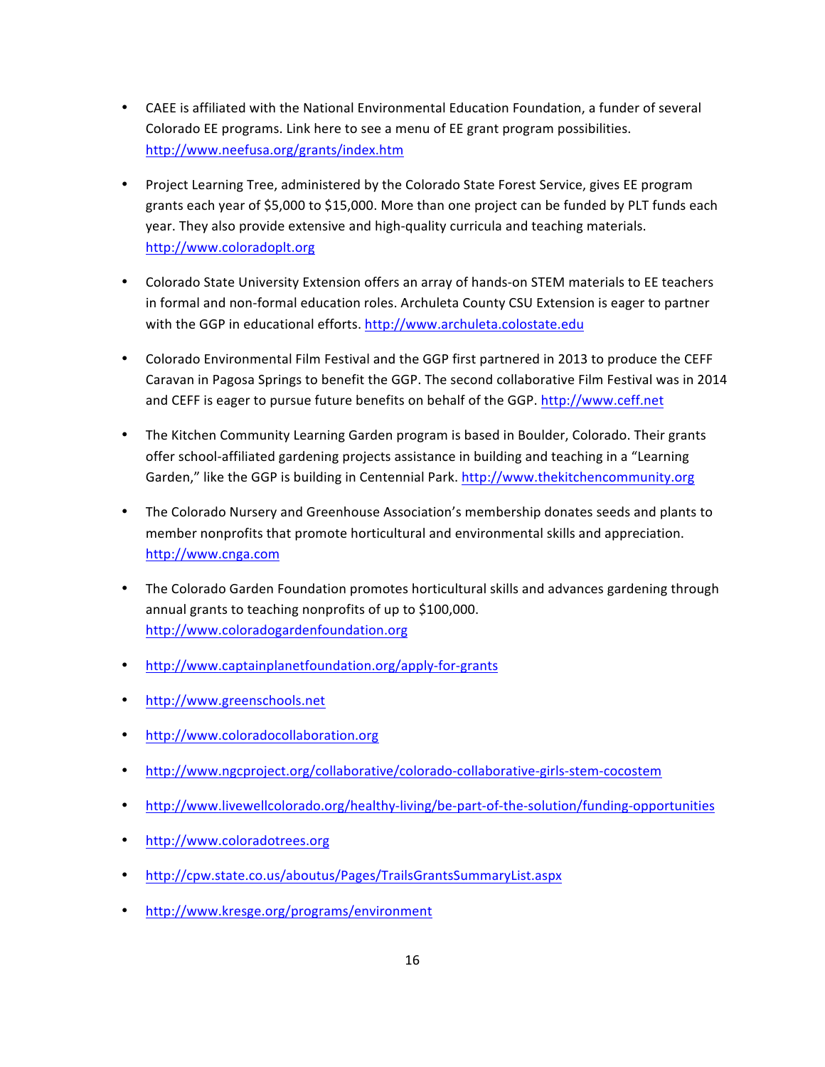- CAEE is affiliated with the National Environmental Education Foundation, a funder of several Colorado EE programs. Link here to see a menu of EE grant program possibilities. http://www.neefusa.org/grants/index.htm

- Project Learning Tree, administered by the Colorado State Forest Service, gives EE program grants each year of $5,000 to $15,000. More than one project can be funded by PLT funds each year. They also provide extensive and high-quality curricula and teaching materials. http://www.coloradoplt.org

- Colorado State University Extension offers an array of hands-on STEM materials to EE teachers in formal and non-formal education roles. Archuleta County CSU Extension is eager to partner with the GGP in educational efforts. http://www.archuleta.colostate.edu

- Colorado Environmental Film Festival and the GGP first partnered in 2013 to produce the CEFF Caravan in Pagosa Springs to benefit the GGP. The second collaborative Film Festival was in 2014 and CEFF is eager to pursue future benefits on behalf of the GGP. http://www.ceff.net

- The Kitchen Community Learning Garden program is based in Boulder, Colorado. Their grants offer school-affiliated gardening projects assistance in building and teaching in a "Learning Garden," like the GGP is building in Centennial Park. http://www.thekitchencommunity.org

- The Colorado Nursery and Greenhouse Association's membership donates seeds and plants to member nonprofits that promote horticultural and environmental skills and appreciation. http://www.cnga.com

- The Colorado Garden Foundation promotes horticultural skills and advances gardening through annual grants to teaching nonprofits of up to $100,000. http://www.coloradogardenfoundation.org

- http://www.captainplanetfoundation.org/apply-for-grants

- http://www.greenschools.net

- http://www.coloradocollaboration.org

- http://www.ngcproject.org/collaborative/colorado-collaborative-girls-stem-cocostem

- http://www.livewellcolorado.org/healthy-living/be-part-of-the-solution/funding-opportunities

- http://www.coloradotrees.org

- http://cpw.state.co.us/aboutus/Pages/TrailsGrantsSummaryList.aspx

- http://www.kresge.org/programs/environment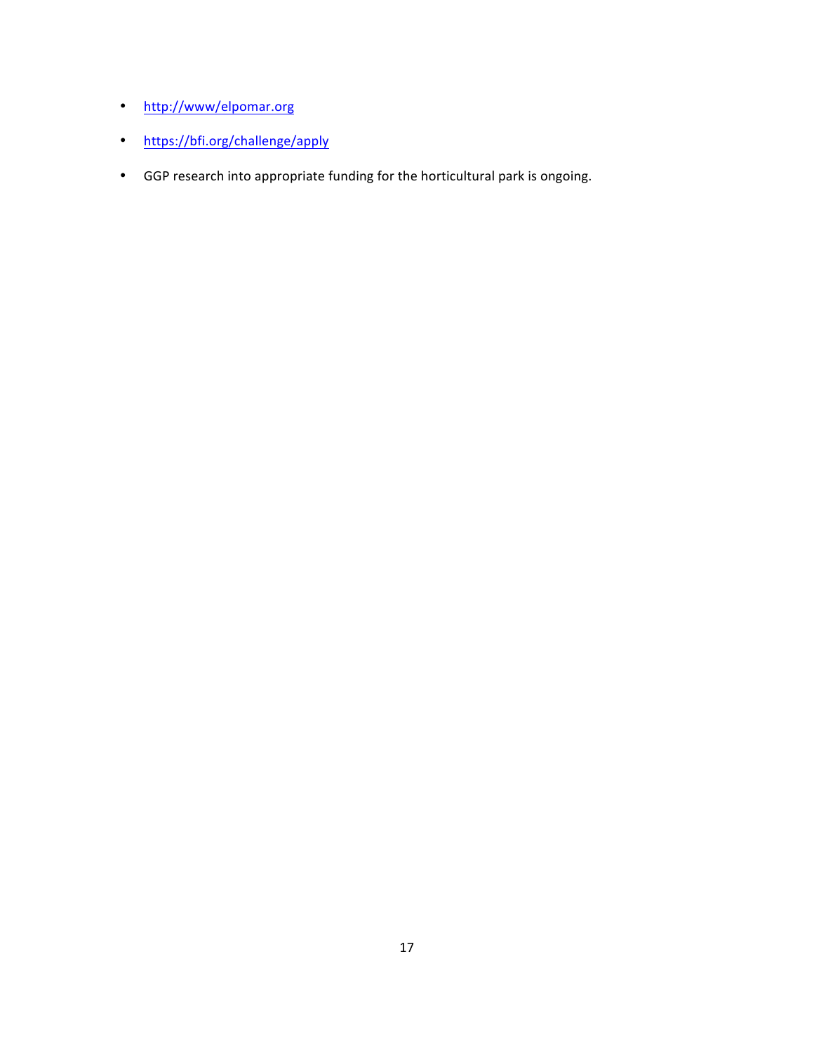- http://www/elpomar.org
- https://bfi.org/challenge/apply
- GGP research into appropriate funding for the horticultural park is ongoing.